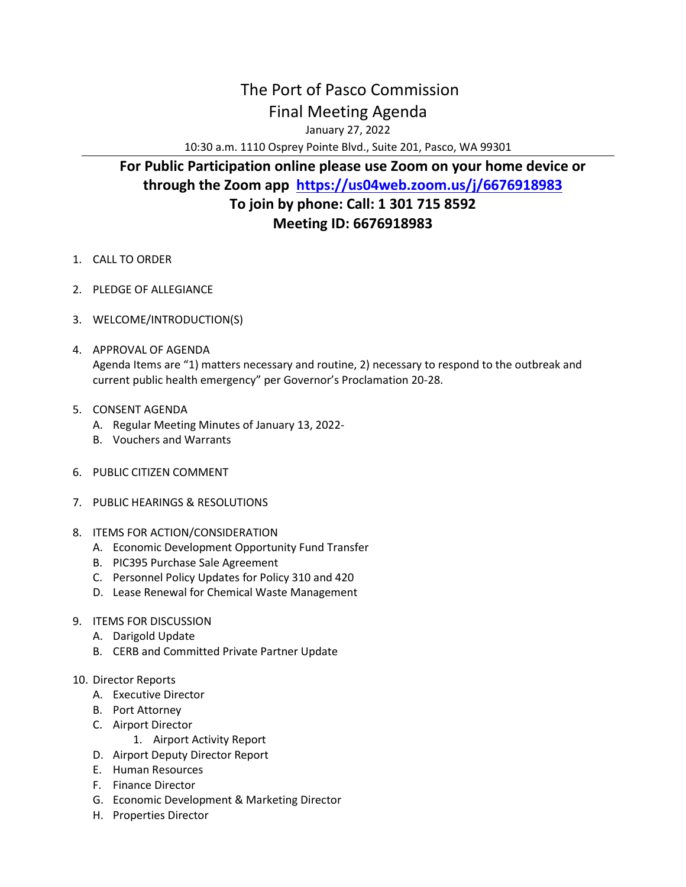# The Port of Pasco Commission

## Final Meeting Agenda

January 27, 2022

10:30 a.m. 1110 Osprey Pointe Blvd., Suite 201, Pasco, WA 99301

---

**For Public Participation online please use Zoom on your home device or through the Zoom app [https://us04web.zoom.us/j/6676918983](https://us04web.zoom.us/j/6676918983)**

**To join by phone: Call: 1 301 715 8592**

**Meeting ID: 6676918983**

1. CALL TO ORDER

2. PLEDGE OF ALLEGIANCE

3. WELCOME/INTRODUCTION(S)

4. APPROVAL OF AGENDA
   Agenda Items are "1) matters necessary and routine, 2) necessary to respond to the outbreak and current public health emergency" per Governor's Proclamation 20-28.

5. CONSENT AGENDA
   A. Regular Meeting Minutes of January 13, 2022-
   B. Vouchers and Warrants

6. PUBLIC CITIZEN COMMENT

7. PUBLIC HEARINGS & RESOLUTIONS

8. ITEMS FOR ACTION/CONSIDERATION
   A. Economic Development Opportunity Fund Transfer
   B. PIC395 Purchase Sale Agreement
   C. Personnel Policy Updates for Policy 310 and 420
   D. Lease Renewal for Chemical Waste Management

9. ITEMS FOR DISCUSSION
   A. Darigold Update
   B. CERB and Committed Private Partner Update

10. Director Reports
    A. Executive Director
    B. Port Attorney
    C. Airport Director
       1. Airport Activity Report
    D. Airport Deputy Director Report
    E. Human Resources
    F. Finance Director
    G. Economic Development & Marketing Director
    H. Properties Director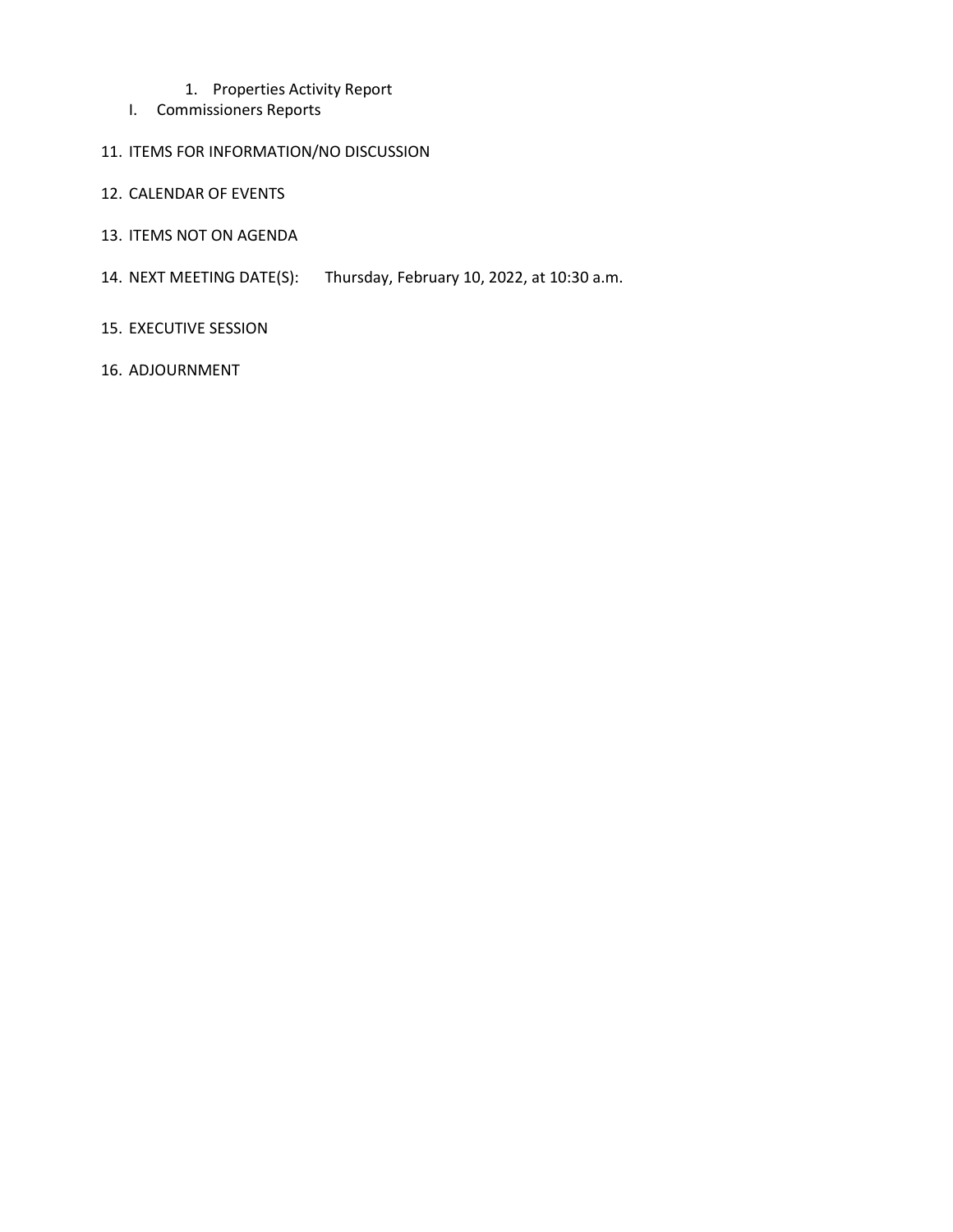1. Properties Activity Report

I. Commissioners Reports

11. ITEMS FOR INFORMATION/NO DISCUSSION

12. CALENDAR OF EVENTS

13. ITEMS NOT ON AGENDA

14. NEXT MEETING DATE(S): Thursday, February 10, 2022, at 10:30 a.m.

15. EXECUTIVE SESSION

16. ADJOURNMENT